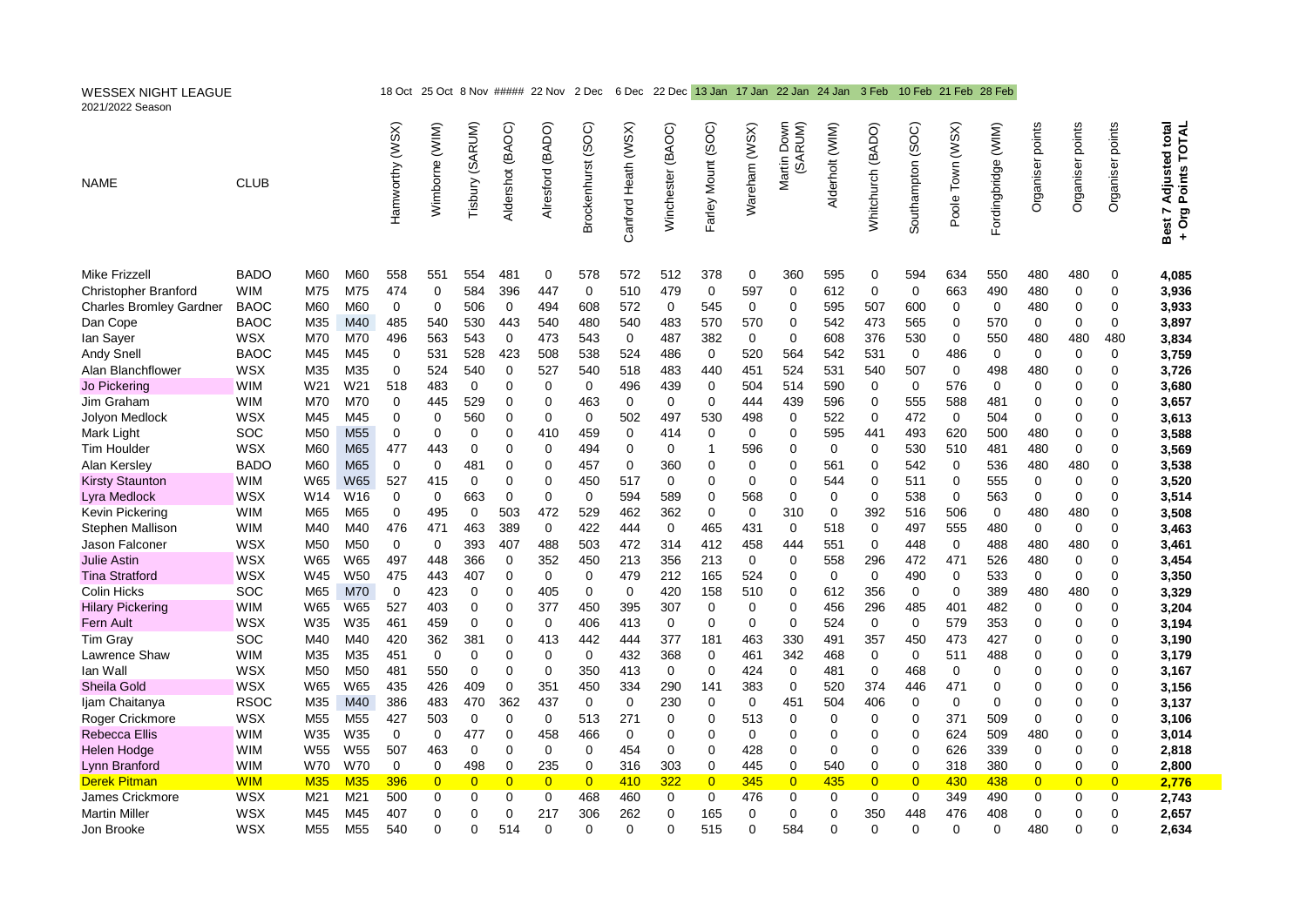# WESSEX NIGHT LEAGUE

2021/2022 Season

| NAME | CLUB | | | Hamworthy (WSX) | Wimborne (WIM) | Tisbury (SARUM) | Aldershot (BAOC) | Alresford (BADO) | Brockenhurst (SOC) | Canford Heath (WSX) | Winchester (BAOC) | Farley Mount (SOC) | Wareham (WSX) | Martin Down (SARUM) | Alderholt (WIM) | Whitchurch (BADO) | Southampton (SOC) | Poole Town (WSX) | Fordingbridge (WIM) | Organiser points | Organiser points | Organiser points | Best 7 Adjusted total + Org Points TOTAL |
|---|---|---|---|---|---|---|---|---|---|---|---|---|---|---|---|---|---|---|---|---|---|---|---|
| | | | | 18 Oct | 25 Oct | 8 Nov | ##### | 22 Nov | 2 Dec | 6 Dec | 22 Dec | 13 Jan | 17 Jan | 22 Jan | 24 Jan | 3 Feb | 10 Feb | 21 Feb | 28 Feb | | | | |
| Mike Frizzell | BADO | M60 | M60 | 558 | 551 | 554 | 481 | 0 | 578 | 572 | 512 | 378 | 0 | 360 | 595 | 0 | 594 | 634 | 550 | 480 | 480 | 0 | 4,085 |
| Christopher Branford | WIM | M75 | M75 | 474 | 0 | 584 | 396 | 447 | 0 | 510 | 479 | 0 | 597 | 0 | 612 | 0 | 0 | 663 | 490 | 480 | 0 | 0 | 3,936 |
| Charles Bromley Gardner | BAOC | M60 | M60 | 0 | 0 | 506 | 0 | 494 | 608 | 572 | 0 | 545 | 0 | 0 | 595 | 507 | 600 | 0 | 0 | 480 | 0 | 0 | 3,933 |
| Dan Cope | BAOC | M35 | M40 | 485 | 540 | 530 | 443 | 540 | 480 | 540 | 483 | 570 | 570 | 0 | 542 | 473 | 565 | 0 | 570 | 0 | 0 | 0 | 3,897 |
| Ian Sayer | WSX | M70 | M70 | 496 | 563 | 543 | 0 | 473 | 543 | 0 | 487 | 382 | 0 | 0 | 608 | 376 | 530 | 0 | 550 | 480 | 480 | 480 | 3,834 |
| Andy Snell | BAOC | M45 | M45 | 0 | 531 | 528 | 423 | 508 | 538 | 524 | 486 | 0 | 520 | 564 | 542 | 531 | 0 | 486 | 0 | 0 | 0 | 0 | 3,759 |
| Alan Blanchflower | WSX | M35 | M35 | 0 | 524 | 540 | 0 | 527 | 540 | 518 | 483 | 440 | 451 | 524 | 531 | 540 | 507 | 0 | 498 | 480 | 0 | 0 | 3,726 |
| Jo Pickering | WIM | W21 | W21 | 518 | 483 | 0 | 0 | 0 | 0 | 496 | 439 | 0 | 504 | 514 | 590 | 0 | 0 | 576 | 0 | 0 | 0 | 0 | 3,680 |
| Jim Graham | WIM | M70 | M70 | 0 | 445 | 529 | 0 | 0 | 463 | 0 | 0 | 0 | 444 | 439 | 596 | 0 | 555 | 588 | 481 | 0 | 0 | 0 | 3,657 |
| Jolyon Medlock | WSX | M45 | M45 | 0 | 0 | 560 | 0 | 0 | 0 | 502 | 497 | 530 | 498 | 0 | 522 | 0 | 472 | 0 | 504 | 0 | 0 | 0 | 3,613 |
| Mark Light | SOC | M50 | M55 | 0 | 0 | 0 | 0 | 410 | 459 | 0 | 414 | 0 | 0 | 0 | 595 | 441 | 493 | 620 | 500 | 480 | 0 | 0 | 3,588 |
| Tim Houlder | WSX | M60 | M65 | 477 | 443 | 0 | 0 | 0 | 494 | 0 | 0 | 1 | 596 | 0 | 0 | 0 | 530 | 510 | 481 | 480 | 0 | 0 | 3,569 |
| Alan Kersley | BADO | M60 | M65 | 0 | 0 | 481 | 0 | 0 | 457 | 0 | 360 | 0 | 0 | 0 | 561 | 0 | 542 | 0 | 536 | 480 | 480 | 0 | 3,538 |
| Kirsty Staunton | WIM | W65 | W65 | 527 | 415 | 0 | 0 | 0 | 450 | 517 | 0 | 0 | 0 | 0 | 544 | 0 | 511 | 0 | 555 | 0 | 0 | 0 | 3,520 |
| Lyra Medlock | WSX | W14 | W16 | 0 | 0 | 663 | 0 | 0 | 0 | 594 | 589 | 0 | 568 | 0 | 0 | 0 | 538 | 0 | 563 | 0 | 0 | 0 | 3,514 |
| Kevin Pickering | WIM | M65 | M65 | 0 | 495 | 0 | 503 | 472 | 529 | 462 | 362 | 0 | 0 | 310 | 0 | 392 | 516 | 506 | 0 | 480 | 480 | 0 | 3,508 |
| Stephen Mallison | WIM | M40 | M40 | 476 | 471 | 463 | 389 | 0 | 422 | 444 | 0 | 465 | 431 | 0 | 518 | 0 | 497 | 555 | 480 | 0 | 0 | 0 | 3,463 |
| Jason Falconer | WSX | M50 | M50 | 0 | 0 | 393 | 407 | 488 | 503 | 472 | 314 | 412 | 458 | 444 | 551 | 0 | 448 | 0 | 488 | 480 | 480 | 0 | 3,461 |
| Julie Astin | WSX | W65 | W65 | 497 | 448 | 366 | 0 | 352 | 450 | 213 | 356 | 213 | 0 | 0 | 558 | 296 | 472 | 471 | 526 | 480 | 0 | 0 | 3,454 |
| Tina Stratford | WSX | W45 | W50 | 475 | 443 | 407 | 0 | 0 | 0 | 479 | 212 | 165 | 524 | 0 | 0 | 0 | 490 | 0 | 533 | 0 | 0 | 0 | 3,350 |
| Colin Hicks | SOC | M65 | M70 | 0 | 423 | 0 | 0 | 405 | 0 | 0 | 420 | 158 | 510 | 0 | 612 | 356 | 0 | 0 | 389 | 480 | 480 | 0 | 3,329 |
| Hilary Pickering | WIM | W65 | W65 | 527 | 403 | 0 | 0 | 377 | 450 | 395 | 307 | 0 | 0 | 0 | 456 | 296 | 485 | 401 | 482 | 0 | 0 | 0 | 3,204 |
| Fern Ault | WSX | W35 | W35 | 461 | 459 | 0 | 0 | 0 | 406 | 413 | 0 | 0 | 0 | 0 | 524 | 0 | 0 | 579 | 353 | 0 | 0 | 0 | 3,194 |
| Tim Gray | SOC | M40 | M40 | 420 | 362 | 381 | 0 | 413 | 442 | 444 | 377 | 181 | 463 | 330 | 491 | 357 | 450 | 473 | 427 | 0 | 0 | 0 | 3,190 |
| Lawrence Shaw | WIM | M35 | M35 | 451 | 0 | 0 | 0 | 0 | 0 | 432 | 368 | 0 | 461 | 342 | 468 | 0 | 0 | 511 | 488 | 0 | 0 | 0 | 3,179 |
| Ian Wall | WSX | M50 | M50 | 481 | 550 | 0 | 0 | 0 | 350 | 413 | 0 | 0 | 424 | 0 | 481 | 0 | 468 | 0 | 0 | 0 | 0 | 0 | 3,167 |
| Sheila Gold | WSX | W65 | W65 | 435 | 426 | 409 | 0 | 351 | 450 | 334 | 290 | 141 | 383 | 0 | 520 | 374 | 446 | 471 | 0 | 0 | 0 | 0 | 3,156 |
| Ijam Chaitanya | RSOC | M35 | M40 | 386 | 483 | 470 | 362 | 437 | 0 | 0 | 230 | 0 | 0 | 451 | 504 | 406 | 0 | 0 | 0 | 0 | 0 | 0 | 3,137 |
| Roger Crickmore | WSX | M55 | M55 | 427 | 503 | 0 | 0 | 0 | 513 | 271 | 0 | 0 | 513 | 0 | 0 | 0 | 0 | 371 | 509 | 0 | 0 | 0 | 3,106 |
| Rebecca Ellis | WIM | W35 | W35 | 0 | 0 | 477 | 0 | 458 | 466 | 0 | 0 | 0 | 0 | 0 | 0 | 0 | 0 | 624 | 509 | 480 | 0 | 0 | 3,014 |
| Helen Hodge | WIM | W55 | W55 | 507 | 463 | 0 | 0 | 0 | 0 | 454 | 0 | 0 | 428 | 0 | 0 | 0 | 0 | 626 | 339 | 0 | 0 | 0 | 2,818 |
| Lynn Branford | WIM | W70 | W70 | 0 | 0 | 498 | 0 | 235 | 0 | 316 | 303 | 0 | 445 | 0 | 540 | 0 | 0 | 318 | 380 | 0 | 0 | 0 | 2,800 |
| Derek Pitman | WIM | M35 | M35 | 396 | 0 | 0 | 0 | 0 | 0 | 410 | 322 | 0 | 345 | 0 | 435 | 0 | 0 | 430 | 438 | 0 | 0 | 0 | 2,776 |
| James Crickmore | WSX | M21 | M21 | 500 | 0 | 0 | 0 | 0 | 468 | 460 | 0 | 0 | 476 | 0 | 0 | 0 | 0 | 349 | 490 | 0 | 0 | 0 | 2,743 |
| Martin Miller | WSX | M45 | M45 | 407 | 0 | 0 | 0 | 217 | 306 | 262 | 0 | 165 | 0 | 0 | 0 | 350 | 448 | 476 | 408 | 0 | 0 | 0 | 2,657 |
| Jon Brooke | WSX | M55 | M55 | 540 | 0 | 0 | 514 | 0 | 0 | 0 | 0 | 515 | 0 | 584 | 0 | 0 | 0 | 0 | 0 | 480 | 0 | 0 | 2,634 |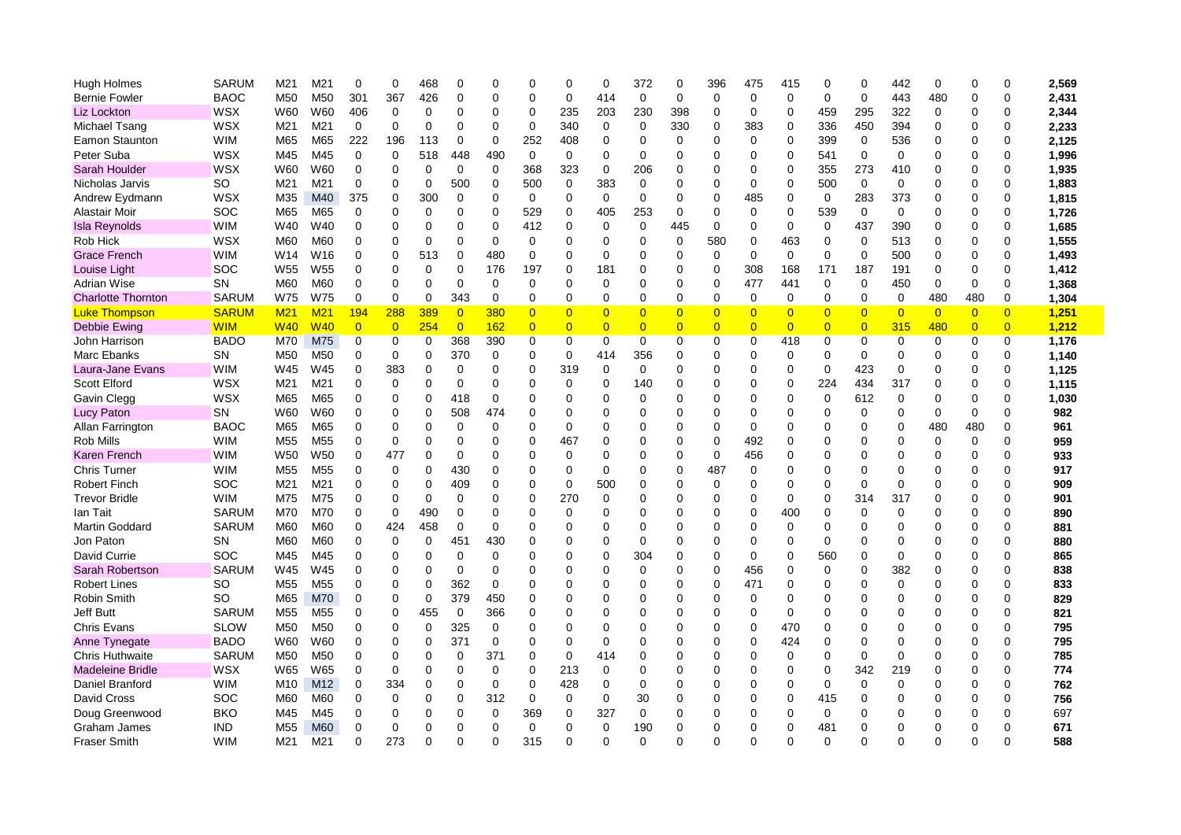| | | | | | | | | | | | | | | | | | | | | | | | |
|---|---|---|---|---|---|---|---|---|---|---|---|---|---|---|---|---|---|---|---|---|---|---|---|
| Hugh Holmes | SARUM | M21 | M21 | 0 | 0 | 468 | 0 | 0 | 0 | 0 | 0 | 372 | 0 | 396 | 475 | 415 | 0 | 0 | 442 | 0 | 0 | 0 | 2,569 |
| Bernie Fowler | BAOC | M50 | M50 | 301 | 367 | 426 | 0 | 0 | 0 | 0 | 414 | 0 | 0 | 0 | 0 | 0 | 0 | 0 | 443 | 480 | 0 | 0 | 2,431 |
| Liz Lockton | WSX | W60 | W60 | 406 | 0 | 0 | 0 | 0 | 0 | 235 | 203 | 230 | 398 | 0 | 0 | 0 | 459 | 295 | 322 | 0 | 0 | 0 | 2,344 |
| Michael Tsang | WSX | M21 | M21 | 0 | 0 | 0 | 0 | 0 | 0 | 340 | 0 | 0 | 330 | 0 | 383 | 0 | 336 | 450 | 394 | 0 | 0 | 0 | 2,233 |
| Eamon Staunton | WIM | M65 | M65 | 222 | 196 | 113 | 0 | 0 | 252 | 408 | 0 | 0 | 0 | 0 | 0 | 0 | 399 | 0 | 536 | 0 | 0 | 0 | 2,125 |
| Peter Suba | WSX | M45 | M45 | 0 | 0 | 518 | 448 | 490 | 0 | 0 | 0 | 0 | 0 | 0 | 0 | 0 | 541 | 0 | 0 | 0 | 0 | 0 | 1,996 |
| Sarah Houlder | WSX | W60 | W60 | 0 | 0 | 0 | 0 | 0 | 368 | 323 | 0 | 206 | 0 | 0 | 0 | 0 | 355 | 273 | 410 | 0 | 0 | 0 | 1,935 |
| Nicholas Jarvis | SO | M21 | M21 | 0 | 0 | 0 | 500 | 0 | 500 | 0 | 383 | 0 | 0 | 0 | 0 | 0 | 500 | 0 | 0 | 0 | 0 | 0 | 1,883 |
| Andrew Eydmann | WSX | M35 | M40 | 375 | 0 | 300 | 0 | 0 | 0 | 0 | 0 | 0 | 0 | 0 | 485 | 0 | 0 | 283 | 373 | 0 | 0 | 0 | 1,815 |
| Alastair Moir | SOC | M65 | M65 | 0 | 0 | 0 | 0 | 0 | 529 | 0 | 405 | 253 | 0 | 0 | 0 | 0 | 539 | 0 | 0 | 0 | 0 | 0 | 1,726 |
| Isla Reynolds | WIM | W40 | W40 | 0 | 0 | 0 | 0 | 0 | 412 | 0 | 0 | 0 | 445 | 0 | 0 | 0 | 0 | 437 | 390 | 0 | 0 | 0 | 1,685 |
| Rob Hick | WSX | M60 | M60 | 0 | 0 | 0 | 0 | 0 | 0 | 0 | 0 | 0 | 0 | 580 | 0 | 463 | 0 | 0 | 513 | 0 | 0 | 0 | 1,555 |
| Grace French | WIM | W14 | W16 | 0 | 0 | 513 | 0 | 480 | 0 | 0 | 0 | 0 | 0 | 0 | 0 | 0 | 0 | 0 | 500 | 0 | 0 | 0 | 1,493 |
| Louise Light | SOC | W55 | W55 | 0 | 0 | 0 | 0 | 176 | 197 | 0 | 181 | 0 | 0 | 0 | 308 | 168 | 171 | 187 | 191 | 0 | 0 | 0 | 1,412 |
| Adrian Wise | SN | M60 | M60 | 0 | 0 | 0 | 0 | 0 | 0 | 0 | 0 | 0 | 0 | 0 | 477 | 441 | 0 | 0 | 450 | 0 | 0 | 0 | 1,368 |
| Charlotte Thornton | SARUM | W75 | W75 | 0 | 0 | 0 | 343 | 0 | 0 | 0 | 0 | 0 | 0 | 0 | 0 | 0 | 0 | 0 | 0 | 480 | 480 | 0 | 1,304 |
| Luke Thompson | SARUM | M21 | M21 | 194 | 288 | 389 | 0 | 380 | 0 | 0 | 0 | 0 | 0 | 0 | 0 | 0 | 0 | 0 | 0 | 0 | 0 | 0 | 1,251 |
| Debbie Ewing | WIM | W40 | W40 | 0 | 0 | 254 | 0 | 162 | 0 | 0 | 0 | 0 | 0 | 0 | 0 | 0 | 0 | 0 | 315 | 480 | 0 | 0 | 1,212 |
| John Harrison | BADO | M70 | M75 | 0 | 0 | 0 | 368 | 390 | 0 | 0 | 0 | 0 | 0 | 0 | 0 | 418 | 0 | 0 | 0 | 0 | 0 | 0 | 1,176 |
| Marc Ebanks | SN | M50 | M50 | 0 | 0 | 0 | 370 | 0 | 0 | 0 | 414 | 356 | 0 | 0 | 0 | 0 | 0 | 0 | 0 | 0 | 0 | 0 | 1,140 |
| Laura-Jane Evans | WIM | W45 | W45 | 0 | 383 | 0 | 0 | 0 | 0 | 319 | 0 | 0 | 0 | 0 | 0 | 0 | 0 | 423 | 0 | 0 | 0 | 0 | 1,125 |
| Scott Elford | WSX | M21 | M21 | 0 | 0 | 0 | 0 | 0 | 0 | 0 | 0 | 140 | 0 | 0 | 0 | 0 | 224 | 434 | 317 | 0 | 0 | 0 | 1,115 |
| Gavin Clegg | WSX | M65 | M65 | 0 | 0 | 0 | 418 | 0 | 0 | 0 | 0 | 0 | 0 | 0 | 0 | 0 | 0 | 612 | 0 | 0 | 0 | 0 | 1,030 |
| Lucy Paton | SN | W60 | W60 | 0 | 0 | 0 | 508 | 474 | 0 | 0 | 0 | 0 | 0 | 0 | 0 | 0 | 0 | 0 | 0 | 0 | 0 | 0 | 982 |
| Allan Farrington | BAOC | M65 | M65 | 0 | 0 | 0 | 0 | 0 | 0 | 0 | 0 | 0 | 0 | 0 | 0 | 0 | 0 | 0 | 0 | 480 | 480 | 0 | 961 |
| Rob Mills | WIM | M55 | M55 | 0 | 0 | 0 | 0 | 0 | 0 | 467 | 0 | 0 | 0 | 0 | 492 | 0 | 0 | 0 | 0 | 0 | 0 | 0 | 959 |
| Karen French | WIM | W50 | W50 | 0 | 477 | 0 | 0 | 0 | 0 | 0 | 0 | 0 | 0 | 0 | 456 | 0 | 0 | 0 | 0 | 0 | 0 | 0 | 933 |
| Chris Turner | WIM | M55 | M55 | 0 | 0 | 0 | 430 | 0 | 0 | 0 | 0 | 0 | 0 | 487 | 0 | 0 | 0 | 0 | 0 | 0 | 0 | 0 | 917 |
| Robert Finch | SOC | M21 | M21 | 0 | 0 | 0 | 409 | 0 | 0 | 0 | 500 | 0 | 0 | 0 | 0 | 0 | 0 | 0 | 0 | 0 | 0 | 0 | 909 |
| Trevor Bridle | WIM | M75 | M75 | 0 | 0 | 0 | 0 | 0 | 0 | 270 | 0 | 0 | 0 | 0 | 0 | 0 | 0 | 314 | 317 | 0 | 0 | 0 | 901 |
| Ian Tait | SARUM | M70 | M70 | 0 | 0 | 490 | 0 | 0 | 0 | 0 | 0 | 0 | 0 | 0 | 0 | 400 | 0 | 0 | 0 | 0 | 0 | 0 | 890 |
| Martin Goddard | SARUM | M60 | M60 | 0 | 424 | 458 | 0 | 0 | 0 | 0 | 0 | 0 | 0 | 0 | 0 | 0 | 0 | 0 | 0 | 0 | 0 | 0 | 881 |
| Jon Paton | SN | M60 | M60 | 0 | 0 | 0 | 451 | 430 | 0 | 0 | 0 | 0 | 0 | 0 | 0 | 0 | 0 | 0 | 0 | 0 | 0 | 0 | 880 |
| David Currie | SOC | M45 | M45 | 0 | 0 | 0 | 0 | 0 | 0 | 0 | 0 | 304 | 0 | 0 | 0 | 0 | 560 | 0 | 0 | 0 | 0 | 0 | 865 |
| Sarah Robertson | SARUM | W45 | W45 | 0 | 0 | 0 | 0 | 0 | 0 | 0 | 0 | 0 | 0 | 0 | 456 | 0 | 0 | 0 | 382 | 0 | 0 | 0 | 838 |
| Robert Lines | SO | M55 | M55 | 0 | 0 | 0 | 362 | 0 | 0 | 0 | 0 | 0 | 0 | 0 | 471 | 0 | 0 | 0 | 0 | 0 | 0 | 0 | 833 |
| Robin Smith | SO | M65 | M70 | 0 | 0 | 0 | 379 | 450 | 0 | 0 | 0 | 0 | 0 | 0 | 0 | 0 | 0 | 0 | 0 | 0 | 0 | 0 | 829 |
| Jeff Butt | SARUM | M55 | M55 | 0 | 0 | 455 | 0 | 366 | 0 | 0 | 0 | 0 | 0 | 0 | 0 | 0 | 0 | 0 | 0 | 0 | 0 | 0 | 821 |
| Chris Evans | SLOW | M50 | M50 | 0 | 0 | 0 | 325 | 0 | 0 | 0 | 0 | 0 | 0 | 0 | 0 | 470 | 0 | 0 | 0 | 0 | 0 | 0 | 795 |
| Anne Tynegate | BADO | W60 | W60 | 0 | 0 | 0 | 371 | 0 | 0 | 0 | 0 | 0 | 0 | 0 | 0 | 424 | 0 | 0 | 0 | 0 | 0 | 0 | 795 |
| Chris Huthwaite | SARUM | M50 | M50 | 0 | 0 | 0 | 0 | 371 | 0 | 0 | 414 | 0 | 0 | 0 | 0 | 0 | 0 | 0 | 0 | 0 | 0 | 0 | 785 |
| Madeleine Bridle | WSX | W65 | W65 | 0 | 0 | 0 | 0 | 0 | 0 | 213 | 0 | 0 | 0 | 0 | 0 | 0 | 0 | 342 | 219 | 0 | 0 | 0 | 774 |
| Daniel Branford | WIM | M10 | M12 | 0 | 334 | 0 | 0 | 0 | 0 | 428 | 0 | 0 | 0 | 0 | 0 | 0 | 0 | 0 | 0 | 0 | 0 | 0 | 762 |
| David Cross | SOC | M60 | M60 | 0 | 0 | 0 | 0 | 312 | 0 | 0 | 0 | 30 | 0 | 0 | 0 | 0 | 415 | 0 | 0 | 0 | 0 | 0 | 756 |
| Doug Greenwood | BKO | M45 | M45 | 0 | 0 | 0 | 0 | 0 | 369 | 0 | 327 | 0 | 0 | 0 | 0 | 0 | 0 | 0 | 0 | 0 | 0 | 0 | 697 |
| Graham James | IND | M55 | M60 | 0 | 0 | 0 | 0 | 0 | 0 | 0 | 0 | 190 | 0 | 0 | 0 | 0 | 481 | 0 | 0 | 0 | 0 | 0 | 671 |
| Fraser Smith | WIM | M21 | M21 | 0 | 273 | 0 | 0 | 0 | 315 | 0 | 0 | 0 | 0 | 0 | 0 | 0 | 0 | 0 | 0 | 0 | 0 | 0 | 588 |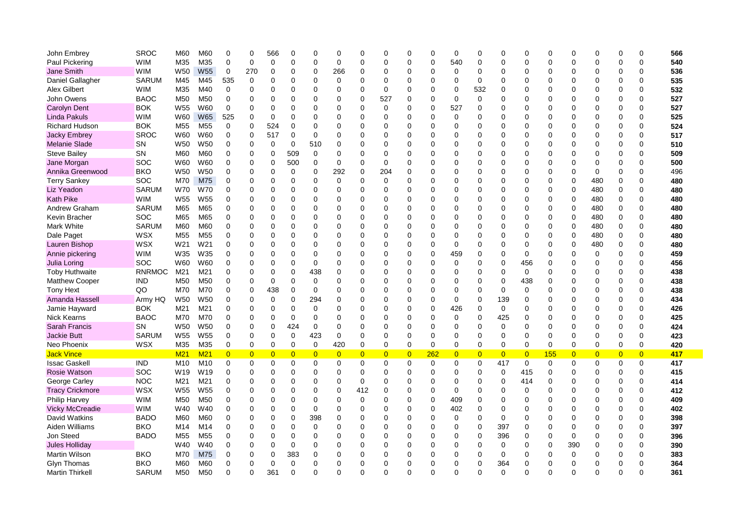| | | | | | | | | | | | | | | | | | | | | | | | | | | | |
|---|---|---|---|---|---|---|---|---|---|---|---|---|---|---|---|---|---|---|---|---|---|---|---|---|---|---|---|
| John Embrey | SROC | M60 | M60 | 0 | 0 | 566 | 0 | 0 | 0 | 0 | 0 | 0 | 0 | 0 | 0 | 0 | 0 | 0 | 0 | 0 | 0 | 0 | 0 | 0 | 0 | 0 | 566 |
| Paul Pickering | WIM | M35 | M35 | 0 | 0 | 0 | 0 | 0 | 0 | 0 | 0 | 0 | 0 | 0 | 0 | 540 | 0 | 0 | 0 | 0 | 0 | 0 | 0 | 0 | 0 | 0 | 540 |
| Jane Smith | WIM | W50 | W55 | 0 | 270 | 0 | 0 | 0 | 266 | 0 | 0 | 0 | 0 | 0 | 0 | 0 | 0 | 0 | 0 | 0 | 0 | 0 | 0 | 0 | 0 | 0 | 536 |
| Daniel Gallagher | SARUM | M45 | M45 | 535 | 0 | 0 | 0 | 0 | 0 | 0 | 0 | 0 | 0 | 0 | 0 | 0 | 0 | 0 | 0 | 0 | 0 | 0 | 0 | 0 | 0 | 0 | 535 |
| Alex Gilbert | WIM | M35 | M40 | 0 | 0 | 0 | 0 | 0 | 0 | 0 | 0 | 0 | 0 | 0 | 0 | 0 | 532 | 0 | 0 | 0 | 0 | 0 | 0 | 0 | 0 | 0 | 532 |
| John Owens | BAOC | M50 | M50 | 0 | 0 | 0 | 0 | 0 | 0 | 0 | 527 | 0 | 0 | 0 | 0 | 0 | 0 | 0 | 0 | 0 | 0 | 0 | 0 | 0 | 0 | 0 | 527 |
| Carolyn Dent | BOK | W55 | W60 | 0 | 0 | 0 | 0 | 0 | 0 | 0 | 0 | 0 | 0 | 0 | 0 | 527 | 0 | 0 | 0 | 0 | 0 | 0 | 0 | 0 | 0 | 0 | 527 |
| Linda Pakuls | WIM | W60 | W65 | 525 | 0 | 0 | 0 | 0 | 0 | 0 | 0 | 0 | 0 | 0 | 0 | 0 | 0 | 0 | 0 | 0 | 0 | 0 | 0 | 0 | 0 | 0 | 525 |
| Richard Hudson | BOK | M55 | M55 | 0 | 0 | 524 | 0 | 0 | 0 | 0 | 0 | 0 | 0 | 0 | 0 | 0 | 0 | 0 | 0 | 0 | 0 | 0 | 0 | 0 | 0 | 0 | 524 |
| Jacky Embrey | SROC | W60 | W60 | 0 | 0 | 517 | 0 | 0 | 0 | 0 | 0 | 0 | 0 | 0 | 0 | 0 | 0 | 0 | 0 | 0 | 0 | 0 | 0 | 0 | 0 | 0 | 517 |
| Melanie Slade | SN | W50 | W50 | 0 | 0 | 0 | 0 | 510 | 0 | 0 | 0 | 0 | 0 | 0 | 0 | 0 | 0 | 0 | 0 | 0 | 0 | 0 | 0 | 0 | 0 | 0 | 510 |
| Steve Bailey | SN | M60 | M60 | 0 | 0 | 0 | 509 | 0 | 0 | 0 | 0 | 0 | 0 | 0 | 0 | 0 | 0 | 0 | 0 | 0 | 0 | 0 | 0 | 0 | 0 | 0 | 509 |
| Jane Morgan | SOC | W60 | W60 | 0 | 0 | 0 | 500 | 0 | 0 | 0 | 0 | 0 | 0 | 0 | 0 | 0 | 0 | 0 | 0 | 0 | 0 | 0 | 0 | 0 | 0 | 0 | 500 |
| Annika Greenwood | BKO | W50 | W50 | 0 | 0 | 0 | 0 | 0 | 292 | 0 | 204 | 0 | 0 | 0 | 0 | 0 | 0 | 0 | 0 | 0 | 0 | 0 | 0 | 0 | 0 | 0 | 496 |
| Terry Sankey | SOC | M70 | M75 | 0 | 0 | 0 | 0 | 0 | 0 | 0 | 0 | 0 | 0 | 0 | 0 | 0 | 0 | 0 | 0 | 0 | 0 | 0 | 0 | 480 | 0 | 0 | 480 |
| Liz Yeadon | SARUM | W70 | W70 | 0 | 0 | 0 | 0 | 0 | 0 | 0 | 0 | 0 | 0 | 0 | 0 | 0 | 0 | 0 | 0 | 0 | 0 | 0 | 0 | 480 | 0 | 0 | 480 |
| Kath Pike | WIM | W55 | W55 | 0 | 0 | 0 | 0 | 0 | 0 | 0 | 0 | 0 | 0 | 0 | 0 | 0 | 0 | 0 | 0 | 0 | 0 | 0 | 0 | 480 | 0 | 0 | 480 |
| Andrew Graham | SARUM | M65 | M65 | 0 | 0 | 0 | 0 | 0 | 0 | 0 | 0 | 0 | 0 | 0 | 0 | 0 | 0 | 0 | 0 | 0 | 0 | 0 | 0 | 480 | 0 | 0 | 480 |
| Kevin Bracher | SOC | M65 | M65 | 0 | 0 | 0 | 0 | 0 | 0 | 0 | 0 | 0 | 0 | 0 | 0 | 0 | 0 | 0 | 0 | 0 | 0 | 0 | 0 | 480 | 0 | 0 | 480 |
| Mark White | SARUM | M60 | M60 | 0 | 0 | 0 | 0 | 0 | 0 | 0 | 0 | 0 | 0 | 0 | 0 | 0 | 0 | 0 | 0 | 0 | 0 | 0 | 0 | 480 | 0 | 0 | 480 |
| Dale Paget | WSX | M55 | M55 | 0 | 0 | 0 | 0 | 0 | 0 | 0 | 0 | 0 | 0 | 0 | 0 | 0 | 0 | 0 | 0 | 0 | 0 | 0 | 0 | 480 | 0 | 0 | 480 |
| Lauren Bishop | WSX | W21 | W21 | 0 | 0 | 0 | 0 | 0 | 0 | 0 | 0 | 0 | 0 | 0 | 0 | 0 | 0 | 0 | 0 | 0 | 0 | 0 | 0 | 480 | 0 | 0 | 480 |
| Annie pickering | WIM | W35 | W35 | 0 | 0 | 0 | 0 | 0 | 0 | 0 | 0 | 0 | 0 | 0 | 0 | 459 | 0 | 0 | 0 | 0 | 0 | 0 | 0 | 0 | 0 | 0 | 459 |
| Julia Loring | SOC | W60 | W60 | 0 | 0 | 0 | 0 | 0 | 0 | 0 | 0 | 0 | 0 | 0 | 0 | 0 | 0 | 0 | 456 | 0 | 0 | 0 | 0 | 0 | 0 | 0 | 456 |
| Toby Huthwaite | RNRMOC | M21 | M21 | 0 | 0 | 0 | 0 | 438 | 0 | 0 | 0 | 0 | 0 | 0 | 0 | 0 | 0 | 0 | 0 | 0 | 0 | 0 | 0 | 0 | 0 | 0 | 438 |
| Matthew Cooper | IND | M50 | M50 | 0 | 0 | 0 | 0 | 0 | 0 | 0 | 0 | 0 | 0 | 0 | 0 | 0 | 0 | 0 | 438 | 0 | 0 | 0 | 0 | 0 | 0 | 0 | 438 |
| Tony Hext | QO | M70 | M70 | 0 | 0 | 438 | 0 | 0 | 0 | 0 | 0 | 0 | 0 | 0 | 0 | 0 | 0 | 0 | 0 | 0 | 0 | 0 | 0 | 0 | 0 | 0 | 438 |
| Amanda Hassell | Army HQ | W50 | W50 | 0 | 0 | 0 | 0 | 294 | 0 | 0 | 0 | 0 | 0 | 0 | 0 | 0 | 0 | 139 | 0 | 0 | 0 | 0 | 0 | 0 | 0 | 0 | 434 |
| Jamie Hayward | BOK | M21 | M21 | 0 | 0 | 0 | 0 | 0 | 0 | 0 | 0 | 0 | 0 | 0 | 0 | 426 | 0 | 0 | 0 | 0 | 0 | 0 | 0 | 0 | 0 | 0 | 426 |
| Nick Kearns | BAOC | M70 | M70 | 0 | 0 | 0 | 0 | 0 | 0 | 0 | 0 | 0 | 0 | 0 | 0 | 0 | 0 | 425 | 0 | 0 | 0 | 0 | 0 | 0 | 0 | 0 | 425 |
| Sarah Francis | SN | W50 | W50 | 0 | 0 | 0 | 424 | 0 | 0 | 0 | 0 | 0 | 0 | 0 | 0 | 0 | 0 | 0 | 0 | 0 | 0 | 0 | 0 | 0 | 0 | 0 | 424 |
| Jackie Butt | SARUM | W55 | W55 | 0 | 0 | 0 | 0 | 423 | 0 | 0 | 0 | 0 | 0 | 0 | 0 | 0 | 0 | 0 | 0 | 0 | 0 | 0 | 0 | 0 | 0 | 0 | 423 |
| Neo Phoenix | WSX | M35 | M35 | 0 | 0 | 0 | 0 | 0 | 420 | 0 | 0 | 0 | 0 | 0 | 0 | 0 | 0 | 0 | 0 | 0 | 0 | 0 | 0 | 0 | 0 | 0 | 420 |
| Jack Vince | | M21 | M21 | 0 | 0 | 0 | 0 | 0 | 0 | 0 | 0 | 0 | 0 | 0 | 262 | 0 | 0 | 0 | 0 | 0 | 0 | 155 | 0 | 0 | 0 | 0 | 417 |
| Issac Gaskell | IND | M10 | M10 | 0 | 0 | 0 | 0 | 0 | 0 | 0 | 0 | 0 | 0 | 0 | 0 | 0 | 0 | 417 | 0 | 0 | 0 | 0 | 0 | 0 | 0 | 0 | 417 |
| Rosie Watson | SOC | W19 | W19 | 0 | 0 | 0 | 0 | 0 | 0 | 0 | 0 | 0 | 0 | 0 | 0 | 0 | 0 | 0 | 415 | 0 | 0 | 0 | 0 | 0 | 0 | 0 | 415 |
| George Carley | NOC | M21 | M21 | 0 | 0 | 0 | 0 | 0 | 0 | 0 | 0 | 0 | 0 | 0 | 0 | 0 | 0 | 0 | 414 | 0 | 0 | 0 | 0 | 0 | 0 | 0 | 414 |
| Tracy Crickmore | WSX | W55 | W55 | 0 | 0 | 0 | 0 | 0 | 0 | 0 | 412 | 0 | 0 | 0 | 0 | 0 | 0 | 0 | 0 | 0 | 0 | 0 | 0 | 0 | 0 | 0 | 412 |
| Philip Harvey | WIM | M50 | M50 | 0 | 0 | 0 | 0 | 0 | 0 | 0 | 0 | 0 | 0 | 0 | 0 | 409 | 0 | 0 | 0 | 0 | 0 | 0 | 0 | 0 | 0 | 0 | 409 |
| Vicky McCreadie | WIM | W40 | W40 | 0 | 0 | 0 | 0 | 0 | 0 | 0 | 0 | 0 | 0 | 0 | 0 | 402 | 0 | 0 | 0 | 0 | 0 | 0 | 0 | 0 | 0 | 0 | 402 |
| David Watkins | BADO | M60 | M60 | 0 | 0 | 0 | 0 | 398 | 0 | 0 | 0 | 0 | 0 | 0 | 0 | 0 | 0 | 0 | 0 | 0 | 0 | 0 | 0 | 0 | 0 | 0 | 398 |
| Aiden Williams | BKO | M14 | M14 | 0 | 0 | 0 | 0 | 0 | 0 | 0 | 0 | 0 | 0 | 0 | 0 | 0 | 0 | 397 | 0 | 0 | 0 | 0 | 0 | 0 | 0 | 0 | 397 |
| Jon Steed | BADO | M55 | M55 | 0 | 0 | 0 | 0 | 0 | 0 | 0 | 0 | 0 | 0 | 0 | 0 | 0 | 0 | 396 | 0 | 0 | 0 | 0 | 0 | 0 | 0 | 0 | 396 |
| Jules Holliday | | W40 | W40 | 0 | 0 | 0 | 0 | 0 | 0 | 0 | 0 | 0 | 0 | 0 | 0 | 0 | 0 | 0 | 0 | 0 | 0 | 0 | 390 | 0 | 0 | 0 | 390 |
| Martin Wilson | BKO | M70 | M75 | 0 | 0 | 0 | 383 | 0 | 0 | 0 | 0 | 0 | 0 | 0 | 0 | 0 | 0 | 0 | 0 | 0 | 0 | 0 | 0 | 0 | 0 | 0 | 383 |
| Glyn Thomas | BKO | M60 | M60 | 0 | 0 | 0 | 0 | 0 | 0 | 0 | 0 | 0 | 0 | 0 | 0 | 0 | 0 | 364 | 0 | 0 | 0 | 0 | 0 | 0 | 0 | 0 | 364 |
| Martin Thirkell | SARUM | M50 | M50 | 0 | 0 | 361 | 0 | 0 | 0 | 0 | 0 | 0 | 0 | 0 | 0 | 0 | 0 | 0 | 0 | 0 | 0 | 0 | 0 | 0 | 0 | 0 | 361 |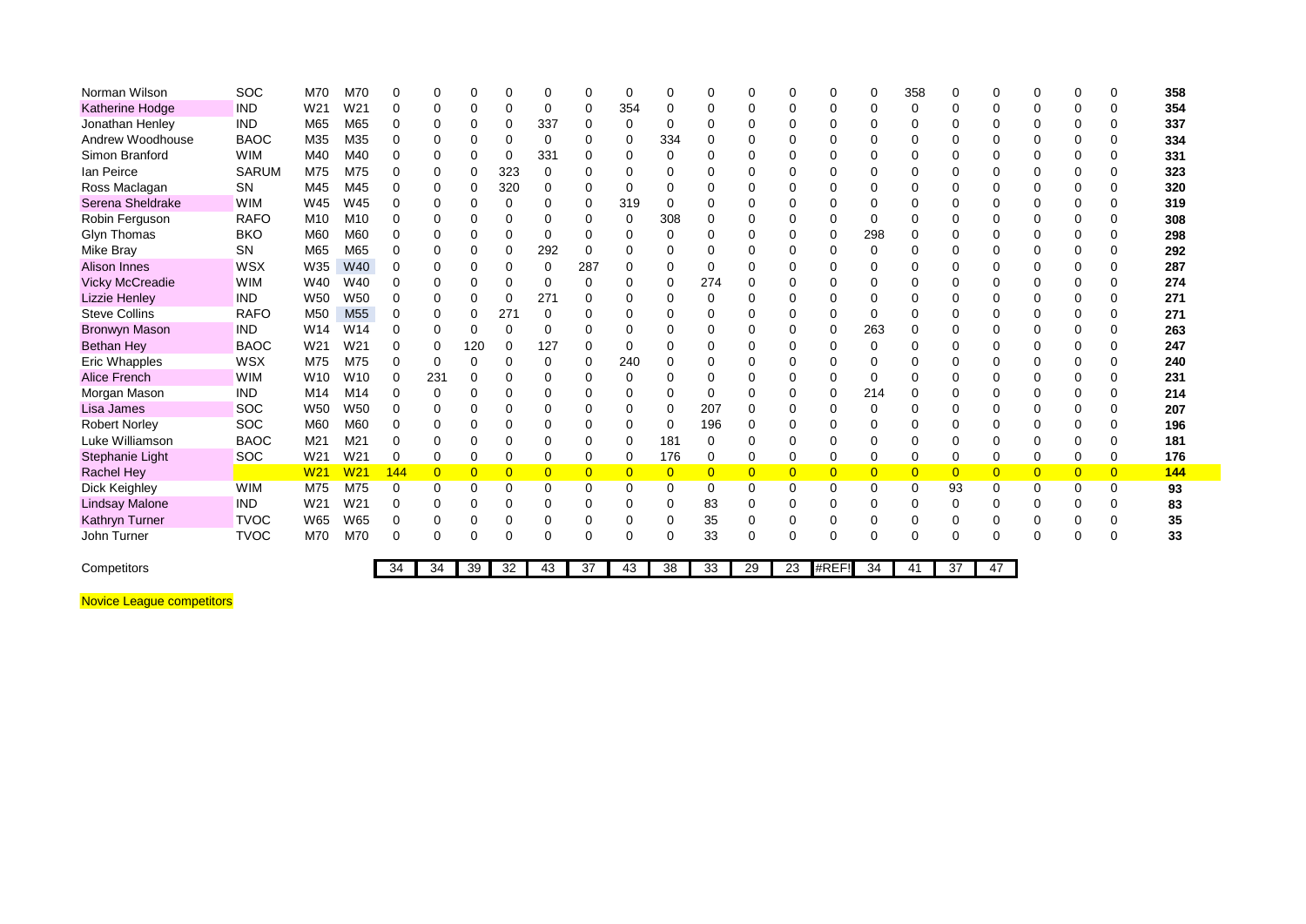| | | | | | | | | | | | | | | | | | | | | | | | | | | | |
|---|---|---|---|---|---|---|---|---|---|---|---|---|---|---|---|---|---|---|---|---|---|---|---|---|---|---|---|
| Norman Wilson | SOC | M70 | M70 | 0 | 0 | 0 | 0 | 0 | 0 | 0 | 0 | 0 | 0 | 0 | 0 | 0 | 0 | 0 | 358 | 0 | 0 | 0 | 0 | 0 | 0 | 0 | **358** |
| Katherine Hodge | IND | W21 | W21 | 0 | 0 | 0 | 0 | 0 | 0 | 354 | 0 | 0 | 0 | 0 | 0 | 0 | 0 | 0 | 0 | 0 | 0 | 0 | 0 | 0 | 0 | 0 | **354** |
| Jonathan Henley | IND | M65 | M65 | 0 | 0 | 0 | 0 | 337 | 0 | 0 | 0 | 0 | 0 | 0 | 0 | 0 | 0 | 0 | 0 | 0 | 0 | 0 | 0 | 0 | 0 | 0 | **337** |
| Andrew Woodhouse | BAOC | M35 | M35 | 0 | 0 | 0 | 0 | 0 | 0 | 0 | 334 | 0 | 0 | 0 | 0 | 0 | 0 | 0 | 0 | 0 | 0 | 0 | 0 | 0 | 0 | 0 | **334** |
| Simon Branford | WIM | M40 | M40 | 0 | 0 | 0 | 0 | 331 | 0 | 0 | 0 | 0 | 0 | 0 | 0 | 0 | 0 | 0 | 0 | 0 | 0 | 0 | 0 | 0 | 0 | 0 | **331** |
| Ian Peirce | SARUM | M75 | M75 | 0 | 0 | 0 | 323 | 0 | 0 | 0 | 0 | 0 | 0 | 0 | 0 | 0 | 0 | 0 | 0 | 0 | 0 | 0 | 0 | 0 | 0 | 0 | **323** |
| Ross Maclagan | SN | M45 | M45 | 0 | 0 | 0 | 320 | 0 | 0 | 0 | 0 | 0 | 0 | 0 | 0 | 0 | 0 | 0 | 0 | 0 | 0 | 0 | 0 | 0 | 0 | 0 | **320** |
| Serena Sheldrake | WIM | W45 | W45 | 0 | 0 | 0 | 0 | 0 | 0 | 319 | 0 | 0 | 0 | 0 | 0 | 0 | 0 | 0 | 0 | 0 | 0 | 0 | 0 | 0 | 0 | 0 | **319** |
| Robin Ferguson | RAFO | M10 | M10 | 0 | 0 | 0 | 0 | 0 | 0 | 0 | 308 | 0 | 0 | 0 | 0 | 0 | 0 | 0 | 0 | 0 | 0 | 0 | 0 | 0 | 0 | 0 | **308** |
| Glyn Thomas | BKO | M60 | M60 | 0 | 0 | 0 | 0 | 0 | 0 | 0 | 0 | 0 | 0 | 0 | 0 | 0 | 0 | 298 | 0 | 0 | 0 | 0 | 0 | 0 | 0 | 0 | **298** |
| Mike Bray | SN | M65 | M65 | 0 | 0 | 0 | 0 | 292 | 0 | 0 | 0 | 0 | 0 | 0 | 0 | 0 | 0 | 0 | 0 | 0 | 0 | 0 | 0 | 0 | 0 | 0 | **292** |
| Alison Innes | WSX | W35 | W40 | 0 | 0 | 0 | 0 | 0 | 287 | 0 | 0 | 0 | 0 | 0 | 0 | 0 | 0 | 0 | 0 | 0 | 0 | 0 | 0 | 0 | 0 | 0 | **287** |
| Vicky McCreadie | WIM | W40 | W40 | 0 | 0 | 0 | 0 | 0 | 0 | 0 | 0 | 274 | 0 | 0 | 0 | 0 | 0 | 0 | 0 | 0 | 0 | 0 | 0 | 0 | 0 | 0 | **274** |
| Lizzie Henley | IND | W50 | W50 | 0 | 0 | 0 | 0 | 271 | 0 | 0 | 0 | 0 | 0 | 0 | 0 | 0 | 0 | 0 | 0 | 0 | 0 | 0 | 0 | 0 | 0 | 0 | **271** |
| Steve Collins | RAFO | M50 | M55 | 0 | 0 | 0 | 271 | 0 | 0 | 0 | 0 | 0 | 0 | 0 | 0 | 0 | 0 | 0 | 0 | 0 | 0 | 0 | 0 | 0 | 0 | 0 | **271** |
| Bronwyn Mason | IND | W14 | W14 | 0 | 0 | 0 | 0 | 0 | 0 | 0 | 0 | 0 | 0 | 0 | 0 | 0 | 0 | 263 | 0 | 0 | 0 | 0 | 0 | 0 | 0 | 0 | **263** |
| Bethan Hey | BAOC | W21 | W21 | 0 | 0 | 120 | 0 | 127 | 0 | 0 | 0 | 0 | 0 | 0 | 0 | 0 | 0 | 0 | 0 | 0 | 0 | 0 | 0 | 0 | 0 | 0 | **247** |
| Eric Whapples | WSX | M75 | M75 | 0 | 0 | 0 | 0 | 0 | 0 | 240 | 0 | 0 | 0 | 0 | 0 | 0 | 0 | 0 | 0 | 0 | 0 | 0 | 0 | 0 | 0 | 0 | **240** |
| Alice French | WIM | W10 | W10 | 0 | 231 | 0 | 0 | 0 | 0 | 0 | 0 | 0 | 0 | 0 | 0 | 0 | 0 | 0 | 0 | 0 | 0 | 0 | 0 | 0 | 0 | 0 | **231** |
| Morgan Mason | IND | M14 | M14 | 0 | 0 | 0 | 0 | 0 | 0 | 0 | 0 | 0 | 0 | 0 | 0 | 0 | 0 | 214 | 0 | 0 | 0 | 0 | 0 | 0 | 0 | 0 | **214** |
| Lisa James | SOC | W50 | W50 | 0 | 0 | 0 | 0 | 0 | 0 | 0 | 0 | 207 | 0 | 0 | 0 | 0 | 0 | 0 | 0 | 0 | 0 | 0 | 0 | 0 | 0 | 0 | **207** |
| Robert Norley | SOC | M60 | M60 | 0 | 0 | 0 | 0 | 0 | 0 | 0 | 0 | 196 | 0 | 0 | 0 | 0 | 0 | 0 | 0 | 0 | 0 | 0 | 0 | 0 | 0 | 0 | **196** |
| Luke Williamson | BAOC | M21 | M21 | 0 | 0 | 0 | 0 | 0 | 0 | 0 | 181 | 0 | 0 | 0 | 0 | 0 | 0 | 0 | 0 | 0 | 0 | 0 | 0 | 0 | 0 | 0 | **181** |
| Stephanie Light | SOC | W21 | W21 | 0 | 0 | 0 | 0 | 0 | 0 | 0 | 176 | 0 | 0 | 0 | 0 | 0 | 0 | 0 | 0 | 0 | 0 | 0 | 0 | 0 | 0 | 0 | **176** |
| Rachel Hey | | W21 | W21 | 144 | 0 | 0 | 0 | 0 | 0 | 0 | 0 | 0 | 0 | 0 | 0 | 0 | 0 | 0 | 0 | 0 | 0 | 0 | 0 | 0 | 0 | 0 | **144** |
| Dick Keighley | WIM | M75 | M75 | 0 | 0 | 0 | 0 | 0 | 0 | 0 | 0 | 0 | 0 | 0 | 0 | 0 | 0 | 0 | 0 | 93 | 0 | 0 | 0 | 0 | 0 | 0 | **93** |
| Lindsay Malone | IND | W21 | W21 | 0 | 0 | 0 | 0 | 0 | 0 | 0 | 0 | 83 | 0 | 0 | 0 | 0 | 0 | 0 | 0 | 0 | 0 | 0 | 0 | 0 | 0 | 0 | **83** |
| Kathryn Turner | TVOC | W65 | W65 | 0 | 0 | 0 | 0 | 0 | 0 | 0 | 0 | 35 | 0 | 0 | 0 | 0 | 0 | 0 | 0 | 0 | 0 | 0 | 0 | 0 | 0 | 0 | **35** |
| John Turner | TVOC | M70 | M70 | 0 | 0 | 0 | 0 | 0 | 0 | 0 | 0 | 33 | 0 | 0 | 0 | 0 | 0 | 0 | 0 | 0 | 0 | 0 | 0 | 0 | 0 | 0 | **33** |
| | | | | | | | | | | | | | | | | | | | | | | | | | | | |
| Competitors | | | | 34 | 34 | 39 | 32 | 43 | 37 | 43 | 38 | 33 | 29 | 23 | #REF! | 34 | 41 | 37 | 47 | | | | | | | | |

Novice League competitors